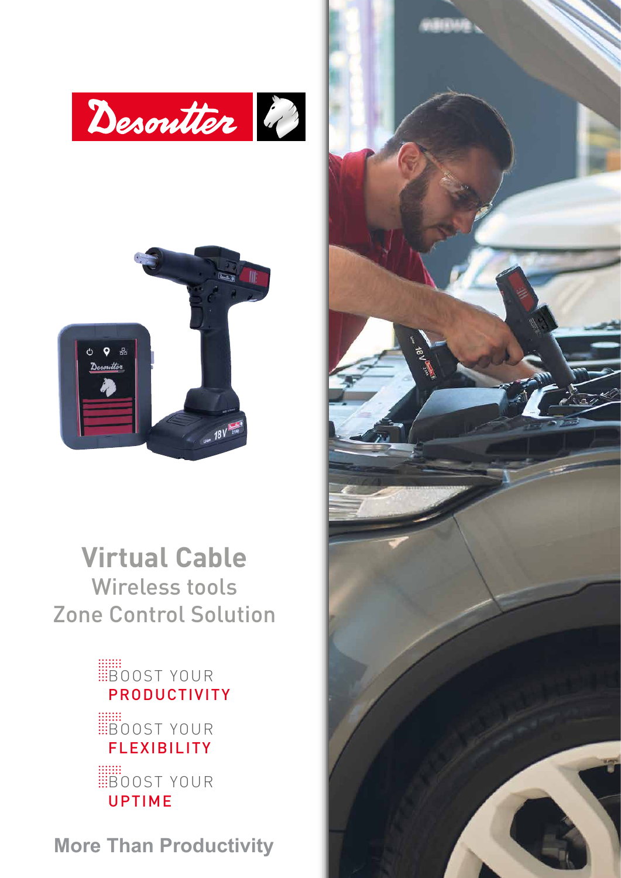# Virtual Cable

## Wireless tools
## Zone Control Solution

BOOST YOUR **PRODUCTIVITY**

BOOST YOUR **FLEXIBILITY**

BOOST YOUR **UPTIME**

**More Than Productivity**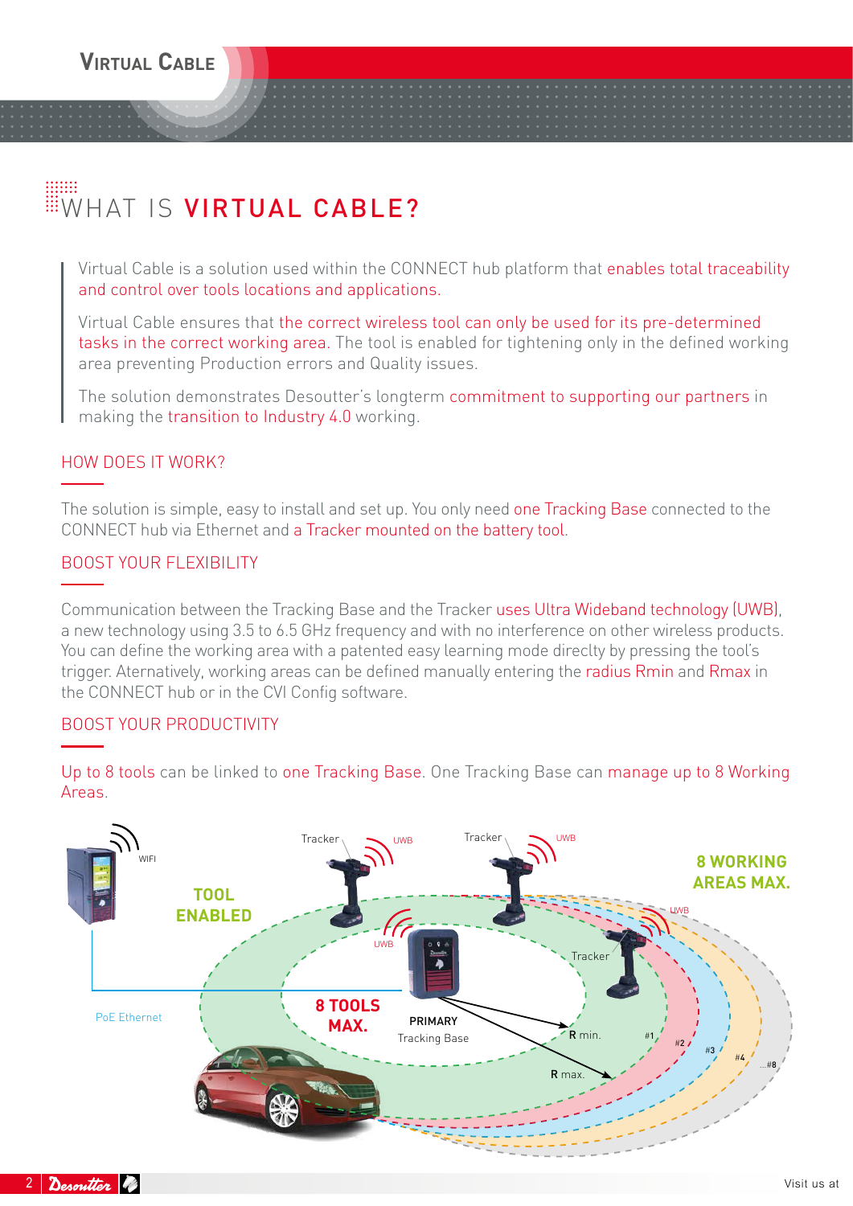# WHAT IS VIRTUAL CABLE?

Virtual Cable is a solution used within the CONNECT hub platform that enables total traceability and control over tools locations and applications.

Virtual Cable ensures that the correct wireless tool can only be used for its pre-determined tasks in the correct working area. The tool is enabled for tightening only in the defined working area preventing Production errors and Quality issues.

The solution demonstrates Desoutter's longterm commitment to supporting our partners in making the transition to Industry 4.0 working.

## HOW DOES IT WORK?

The solution is simple, easy to install and set up. You only need one Tracking Base connected to the CONNECT hub via Ethernet and a Tracker mounted on the battery tool.

## BOOST YOUR FLEXIBILITY

Communication between the Tracking Base and the Tracker uses Ultra Wideband technology (UWB), a new technology using 3.5 to 6.5 GHz frequency and with no interference on other wireless products. You can define the working area with a patented easy learning mode direclty by pressing the tool's trigger. Aternatively, working areas can be defined manually entering the radius Rmin and Rmax in the CONNECT hub or in the CVI Config software.

## BOOST YOUR PRODUCTIVITY

Up to 8 tools can be linked to one Tracking Base. One Tracking Base can manage up to 8 Working Areas.

WIFI

TOOL ENABLED

Tracker UWB

Tracker UWB

8 WORKING AREAS MAX.

UWB

UWB

Tracker

PoE Ethernet

8 TOOLS MAX.

PRIMARY Tracking Base

R min.

R max.

#1 #2 #3 #4 ...#8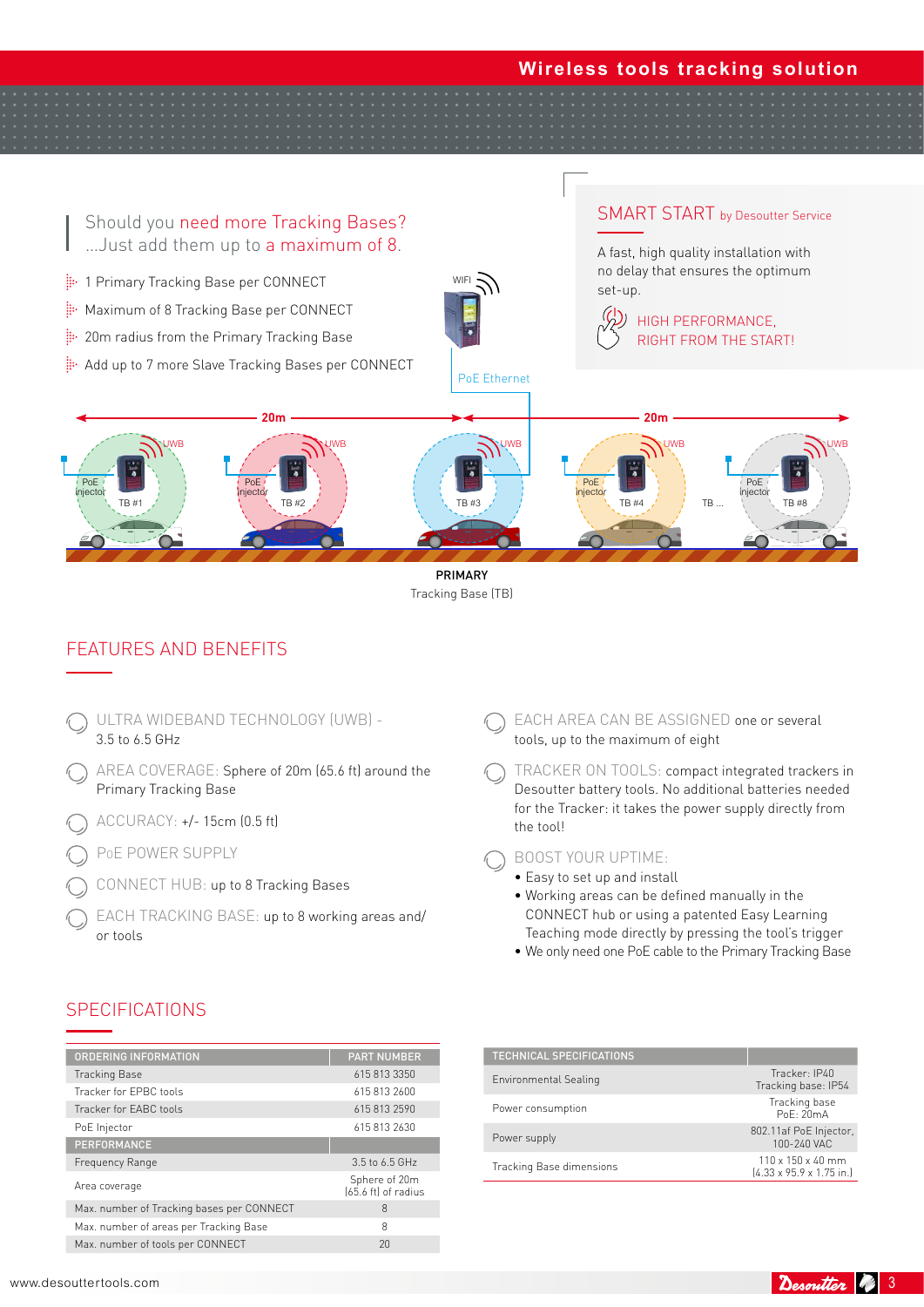## Should you need more Tracking Bases? ...Just add them up to a maximum of 8.

- 1 Primary Tracking Base per CONNECT
- Maximum of 8 Tracking Base per CONNECT
- 20m radius from the Primary Tracking Base
- Add up to 7 more Slave Tracking Bases per CONNECT

WIFI

PoE Ethernet

20m — 20m

UWB — PoE injector — TB #1 — TB #2 — TB #3 — TB #4 — TB ... — TB #8

**PRIMARY**
Tracking Base (TB)

## SMART START by Desoutter Service

A fast, high quality installation with no delay that ensures the optimum set-up.

HIGH PERFORMANCE, RIGHT FROM THE START!

## FEATURES AND BENEFITS

- ULTRA WIDEBAND TECHNOLOGY (UWB) - 3.5 to 6.5 GHz
- AREA COVERAGE: Sphere of 20m (65.6 ft) around the Primary Tracking Base
- ACCURACY: +/- 15cm (0.5 ft)
- PoE POWER SUPPLY
- CONNECT HUB: up to 8 Tracking Bases
- EACH TRACKING BASE: up to 8 working areas and/or tools
- EACH AREA CAN BE ASSIGNED one or several tools, up to the maximum of eight
- TRACKER ON TOOLS: compact integrated trackers in Desoutter battery tools. No additional batteries needed for the Tracker: it takes the power supply directly from the tool!
- BOOST YOUR UPTIME:
  - Easy to set up and install
  - Working areas can be defined manually in the CONNECT hub or using a patented Easy Learning Teaching mode directly by pressing the tool's trigger
  - We only need one PoE cable to the Primary Tracking Base

## SPECIFICATIONS

| ORDERING INFORMATION | PART NUMBER |
|---|---|
| Tracking Base | 615 813 3350 |
| Tracker for EPBC tools | 615 813 2600 |
| Tracker for EABC tools | 615 813 2590 |
| PoE Injector | 615 813 2630 |
| **PERFORMANCE** | |
| Frequency Range | 3.5 to 6.5 GHz |
| Area coverage | Sphere of 20m (65.6 ft) of radius |
| Max. number of Tracking bases per CONNECT | 8 |
| Max. number of areas per Tracking Base | 8 |
| Max. number of tools per CONNECT | 20 |

| TECHNICAL SPECIFICATIONS | |
|---|---|
| Environmental Sealing | Tracker: IP40<br>Tracking base: IP54 |
| Power consumption | Tracking base<br>PoE: 20mA |
| Power supply | 802.11af PoE Injector, 100-240 VAC |
| Tracking Base dimensions | 110 x 150 x 40 mm<br>(4.33 x 95.9 x 1.75 in.) |

www.desouttertools.com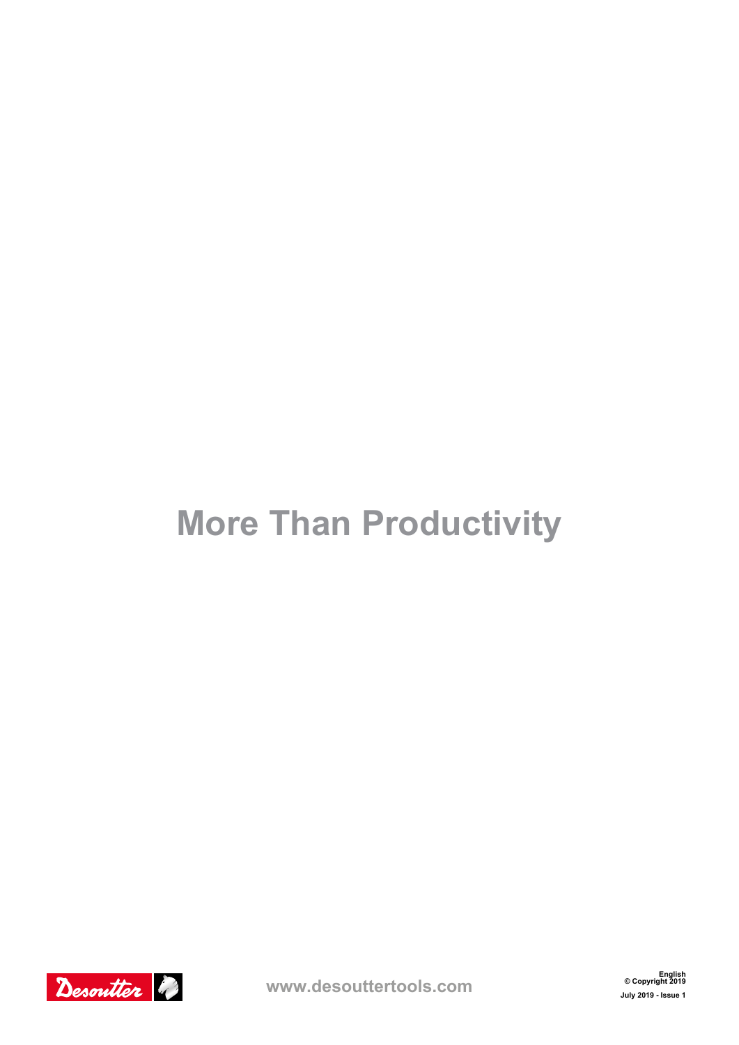# More Than Productivity

www.desouttertools.com

English
© Copyright 2019
July 2019 - Issue 1